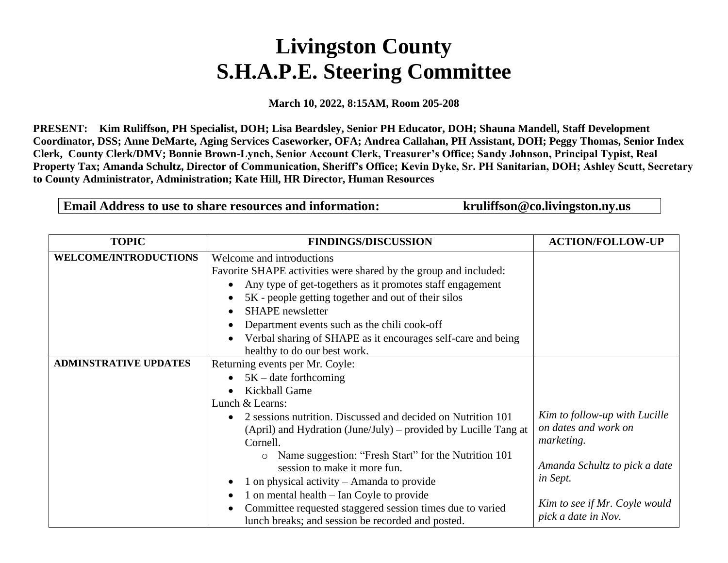# Livingston County
# S.H.A.P.E. Steering Committee

**March 10, 2022, 8:15AM, Room 205-208**

**PRESENT: Kim Ruliffson, PH Specialist, DOH; Lisa Beardsley, Senior PH Educator, DOH; Shauna Mandell, Staff Development Coordinator, DSS; Anne DeMarte, Aging Services Caseworker, OFA; Andrea Callahan, PH Assistant, DOH; Peggy Thomas, Senior Index Clerk, County Clerk/DMV; Bonnie Brown-Lynch, Senior Account Clerk, Treasurer's Office; Sandy Johnson, Principal Typist, Real Property Tax; Amanda Schultz, Director of Communication, Sheriff's Office; Kevin Dyke, Sr. PH Sanitarian, DOH; Ashley Scutt, Secretary to County Administrator, Administration; Kate Hill, HR Director, Human Resources**

| **Email Address to use to share resources and information:** | **kruliffson@co.livingston.ny.us** |
|---|---|

| TOPIC | FINDINGS/DISCUSSION | ACTION/FOLLOW-UP |
|---|---|---|
| **WELCOME/INTRODUCTIONS** | Welcome and introductions<br>Favorite SHAPE activities were shared by the group and included:<br>• Any type of get-togethers as it promotes staff engagement<br>• 5K - people getting together and out of their silos<br>• SHAPE newsletter<br>• Department events such as the chili cook-off<br>• Verbal sharing of SHAPE as it encourages self-care and being healthy to do our best work. | |
| **ADMINSTRATIVE UPDATES** | Returning events per Mr. Coyle:<br>• 5K – date forthcoming<br>• Kickball Game<br>Lunch & Learns:<br>• 2 sessions nutrition. Discussed and decided on Nutrition 101 (April) and Hydration (June/July) – provided by Lucille Tang at Cornell.<br>  ○ Name suggestion: "Fresh Start" for the Nutrition 101 session to make it more fun.<br>• 1 on physical activity – Amanda to provide<br>• 1 on mental health – Ian Coyle to provide<br>• Committee requested staggered session times due to varied lunch breaks; and session be recorded and posted. | *Kim to follow-up with Lucille on dates and work on marketing.*<br><br>*Amanda Schultz to pick a date in Sept.*<br><br>*Kim to see if Mr. Coyle would pick a date in Nov.* |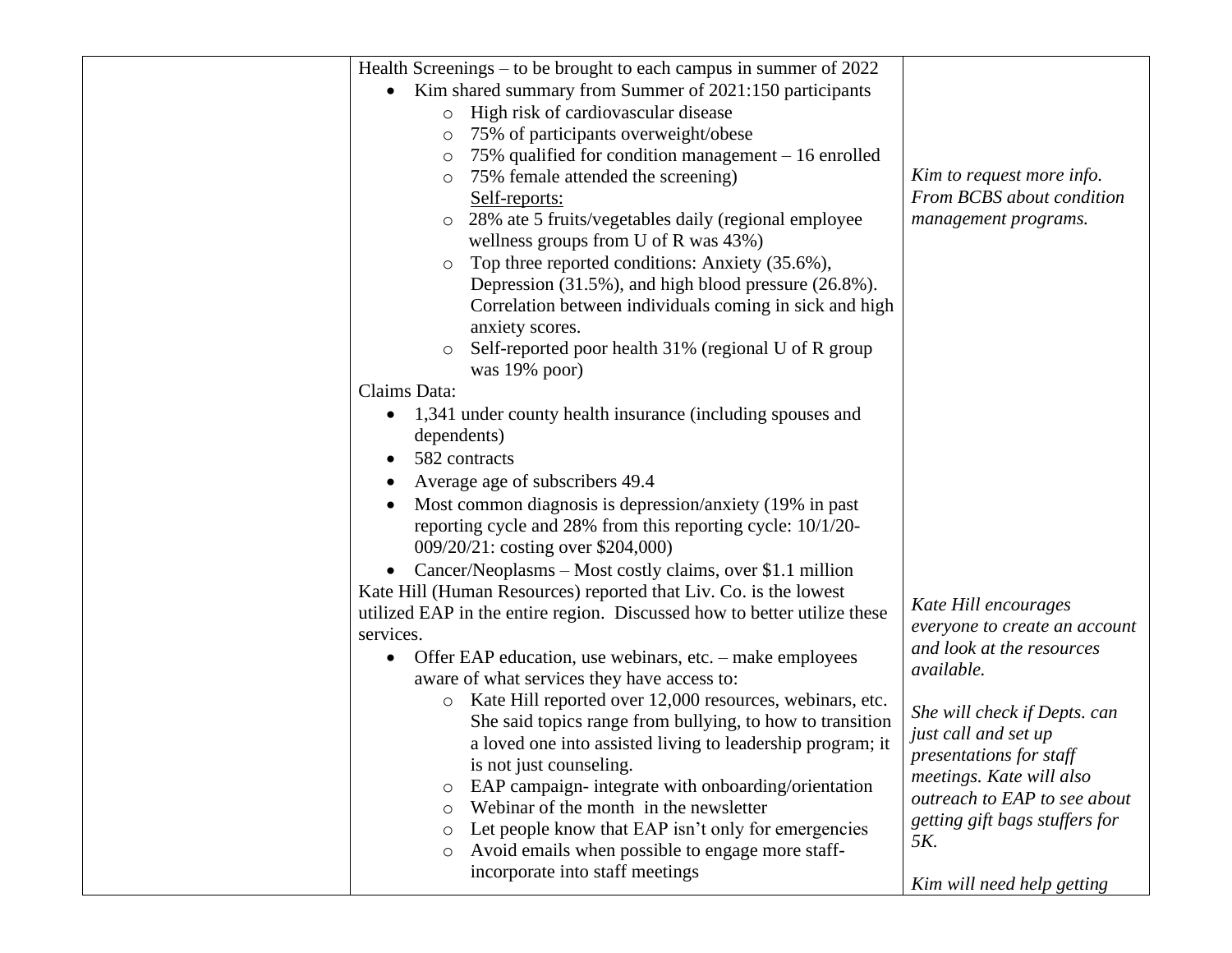| | | |
|---|---|---|
| | Health Screenings – to be brought to each campus in summer of 2022<br>• Kim shared summary from Summer of 2021:150 participants<br>&nbsp;&nbsp;&nbsp;&nbsp;○ High risk of cardiovascular disease<br>&nbsp;&nbsp;&nbsp;&nbsp;○ 75% of participants overweight/obese<br>&nbsp;&nbsp;&nbsp;&nbsp;○ 75% qualified for condition management – 16 enrolled<br>&nbsp;&nbsp;&nbsp;&nbsp;○ 75% female attended the screening)<br>&nbsp;&nbsp;&nbsp;&nbsp;<u>Self-reports:</u><br>&nbsp;&nbsp;&nbsp;&nbsp;○ 28% ate 5 fruits/vegetables daily (regional employee wellness groups from U of R was 43%)<br>&nbsp;&nbsp;&nbsp;&nbsp;○ Top three reported conditions: Anxiety (35.6%), Depression (31.5%), and high blood pressure (26.8%). Correlation between individuals coming in sick and high anxiety scores.<br>&nbsp;&nbsp;&nbsp;&nbsp;○ Self-reported poor health 31% (regional U of R group was 19% poor)<br>Claims Data:<br>• 1,341 under county health insurance (including spouses and dependents)<br>• 582 contracts<br>• Average age of subscribers 49.4<br>• Most common diagnosis is depression/anxiety (19% in past reporting cycle and 28% from this reporting cycle: 10/1/20-009/20/21: costing over $204,000)<br>• Cancer/Neoplasms – Most costly claims, over $1.1 million<br>Kate Hill (Human Resources) reported that Liv. Co. is the lowest utilized EAP in the entire region. Discussed how to better utilize these services.<br>• Offer EAP education, use webinars, etc. – make employees aware of what services they have access to:<br>&nbsp;&nbsp;&nbsp;&nbsp;○ Kate Hill reported over 12,000 resources, webinars, etc. She said topics range from bullying, to how to transition a loved one into assisted living to leadership program; it is not just counseling.<br>&nbsp;&nbsp;&nbsp;&nbsp;○ EAP campaign- integrate with onboarding/orientation<br>&nbsp;&nbsp;&nbsp;&nbsp;○ Webinar of the month in the newsletter<br>&nbsp;&nbsp;&nbsp;&nbsp;○ Let people know that EAP isn't only for emergencies<br>&nbsp;&nbsp;&nbsp;&nbsp;○ Avoid emails when possible to engage more staff- incorporate into staff meetings | *Kim to request more info. From BCBS about condition management programs.*<br><br>*Kate Hill encourages everyone to create an account and look at the resources available.*<br><br>*She will check if Depts. can just call and set up presentations for staff meetings. Kate will also outreach to EAP to see about getting gift bags stuffers for 5K.*<br><br>*Kim will need help getting* |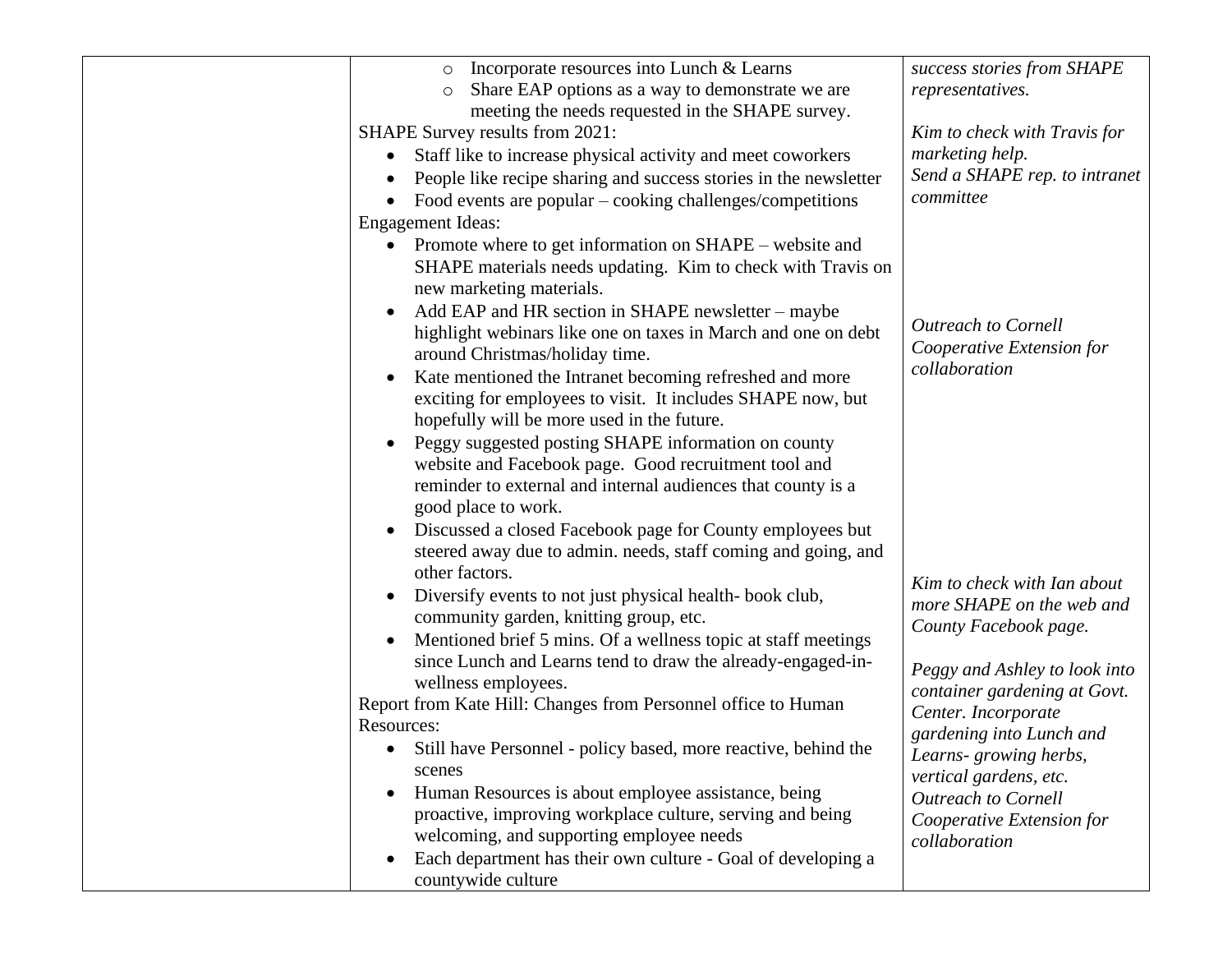| | | |
|---|---|---|
| | ○ Incorporate resources into Lunch & Learns<br>○ Share EAP options as a way to demonstrate we are meeting the needs requested in the SHAPE survey.<br>SHAPE Survey results from 2021:<br>• Staff like to increase physical activity and meet coworkers<br>• People like recipe sharing and success stories in the newsletter<br>• Food events are popular – cooking challenges/competitions<br>Engagement Ideas:<br>• Promote where to get information on SHAPE – website and SHAPE materials needs updating. Kim to check with Travis on new marketing materials.<br>• Add EAP and HR section in SHAPE newsletter – maybe highlight webinars like one on taxes in March and one on debt around Christmas/holiday time.<br>• Kate mentioned the Intranet becoming refreshed and more exciting for employees to visit. It includes SHAPE now, but hopefully will be more used in the future.<br>• Peggy suggested posting SHAPE information on county website and Facebook page. Good recruitment tool and reminder to external and internal audiences that county is a good place to work.<br>• Discussed a closed Facebook page for County employees but steered away due to admin. needs, staff coming and going, and other factors.<br>• Diversify events to not just physical health- book club, community garden, knitting group, etc.<br>• Mentioned brief 5 mins. Of a wellness topic at staff meetings since Lunch and Learns tend to draw the already-engaged-in-wellness employees.<br>Report from Kate Hill: Changes from Personnel office to Human Resources:<br>• Still have Personnel - policy based, more reactive, behind the scenes<br>• Human Resources is about employee assistance, being proactive, improving workplace culture, serving and being welcoming, and supporting employee needs<br>• Each department has their own culture - Goal of developing a countywide culture | *success stories from SHAPE representatives.*<br><br>*Kim to check with Travis for marketing help.*<br>*Send a SHAPE rep. to intranet committee*<br><br>*Outreach to Cornell Cooperative Extension for collaboration*<br><br>*Kim to check with Ian about more SHAPE on the web and County Facebook page.*<br><br>*Peggy and Ashley to look into container gardening at Govt. Center. Incorporate gardening into Lunch and Learns- growing herbs, vertical gardens, etc.*<br>*Outreach to Cornell Cooperative Extension for collaboration* |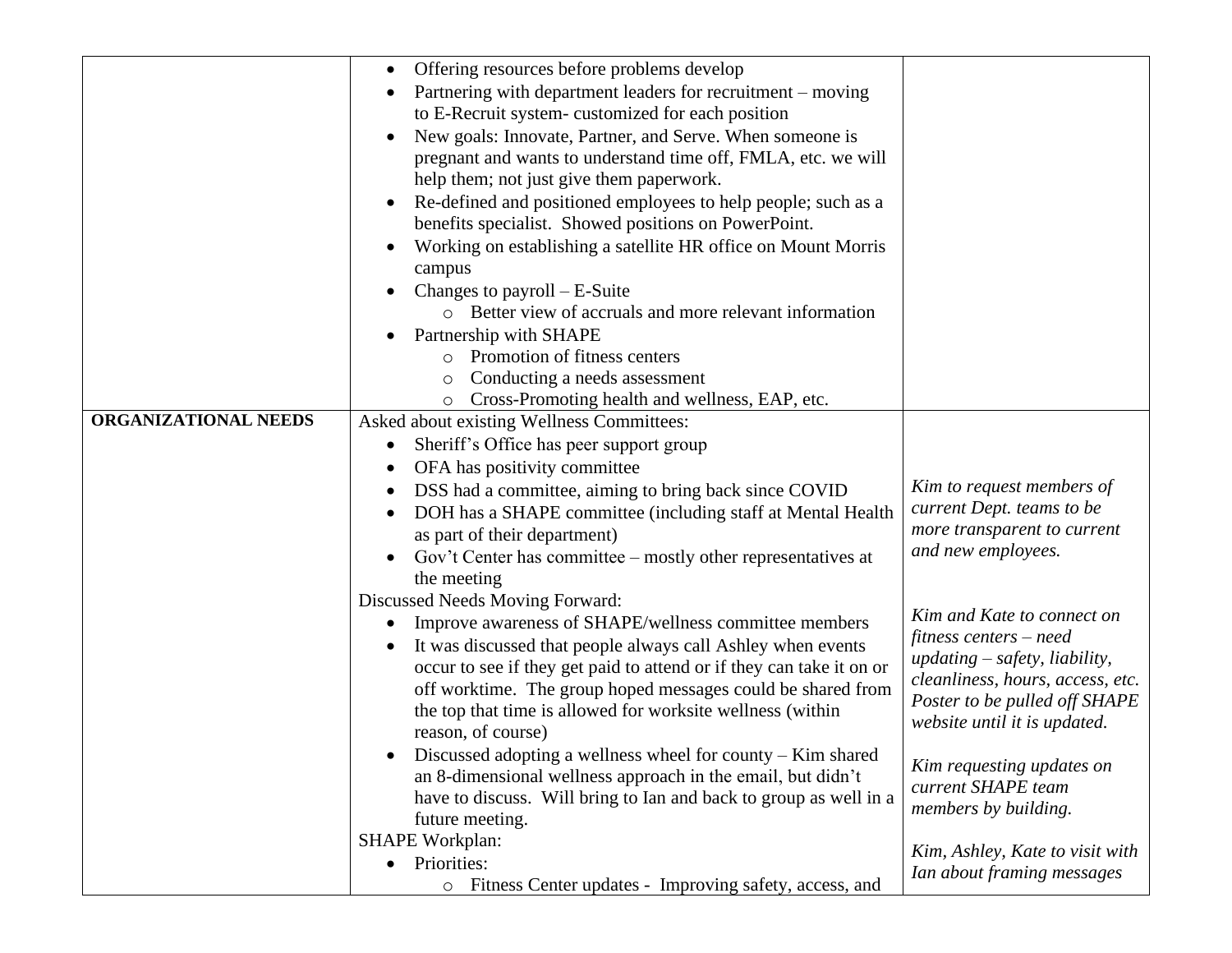| | | |
|---|---|---|
| | • Offering resources before problems develop<br>• Partnering with department leaders for recruitment – moving to E-Recruit system- customized for each position<br>• New goals: Innovate, Partner, and Serve. When someone is pregnant and wants to understand time off, FMLA, etc. we will help them; not just give them paperwork.<br>• Re-defined and positioned employees to help people; such as a benefits specialist. Showed positions on PowerPoint.<br>• Working on establishing a satellite HR office on Mount Morris campus<br>• Changes to payroll – E-Suite<br>&nbsp;&nbsp;&nbsp;&nbsp;○ Better view of accruals and more relevant information<br>• Partnership with SHAPE<br>&nbsp;&nbsp;&nbsp;&nbsp;○ Promotion of fitness centers<br>&nbsp;&nbsp;&nbsp;&nbsp;○ Conducting a needs assessment<br>&nbsp;&nbsp;&nbsp;&nbsp;○ Cross-Promoting health and wellness, EAP, etc. | |
| **ORGANIZATIONAL NEEDS** | Asked about existing Wellness Committees:<br>• Sheriff's Office has peer support group<br>• OFA has positivity committee<br>• DSS had a committee, aiming to bring back since COVID<br>• DOH has a SHAPE committee (including staff at Mental Health as part of their department)<br>• Gov't Center has committee – mostly other representatives at the meeting<br>Discussed Needs Moving Forward:<br>• Improve awareness of SHAPE/wellness committee members<br>• It was discussed that people always call Ashley when events occur to see if they get paid to attend or if they can take it on or off worktime. The group hoped messages could be shared from the top that time is allowed for worksite wellness (within reason, of course)<br>• Discussed adopting a wellness wheel for county – Kim shared an 8-dimensional wellness approach in the email, but didn't have to discuss. Will bring to Ian and back to group as well in a future meeting.<br>SHAPE Workplan:<br>• Priorities:<br>&nbsp;&nbsp;&nbsp;&nbsp;○ Fitness Center updates - Improving safety, access, and | *Kim to request members of current Dept. teams to be more transparent to current and new employees.*<br><br>*Kim and Kate to connect on fitness centers – need updating – safety, liability, cleanliness, hours, access, etc. Poster to be pulled off SHAPE website until it is updated.*<br><br>*Kim requesting updates on current SHAPE team members by building.*<br><br>*Kim, Ashley, Kate to visit with Ian about framing messages* |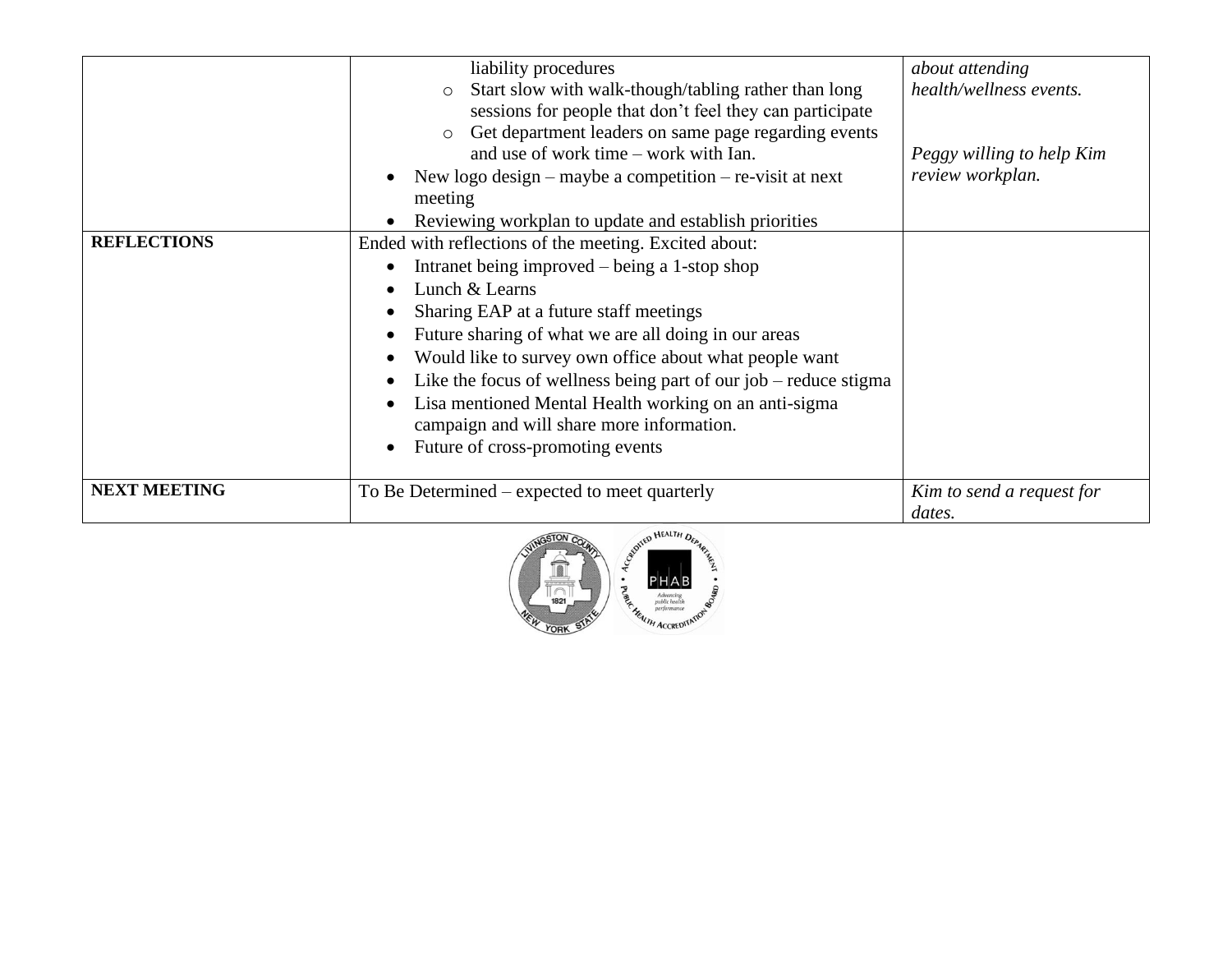| | | |
|---|---|---|
| | liability procedures<br>◦ Start slow with walk-though/tabling rather than long sessions for people that don't feel they can participate<br>◦ Get department leaders on same page regarding events and use of work time – work with Ian.<br>• New logo design – maybe a competition – re-visit at next meeting<br>• Reviewing workplan to update and establish priorities | *about attending health/wellness events.*<br><br>*Peggy willing to help Kim review workplan.* |
| **REFLECTIONS** | Ended with reflections of the meeting. Excited about:<br>• Intranet being improved – being a 1-stop shop<br>• Lunch & Learns<br>• Sharing EAP at a future staff meetings<br>• Future sharing of what we are all doing in our areas<br>• Would like to survey own office about what people want<br>• Like the focus of wellness being part of our job – reduce stigma<br>• Lisa mentioned Mental Health working on an anti-sigma campaign and will share more information.<br>• Future of cross-promoting events | |
| **NEXT MEETING** | To Be Determined – expected to meet quarterly | *Kim to send a request for dates.* |